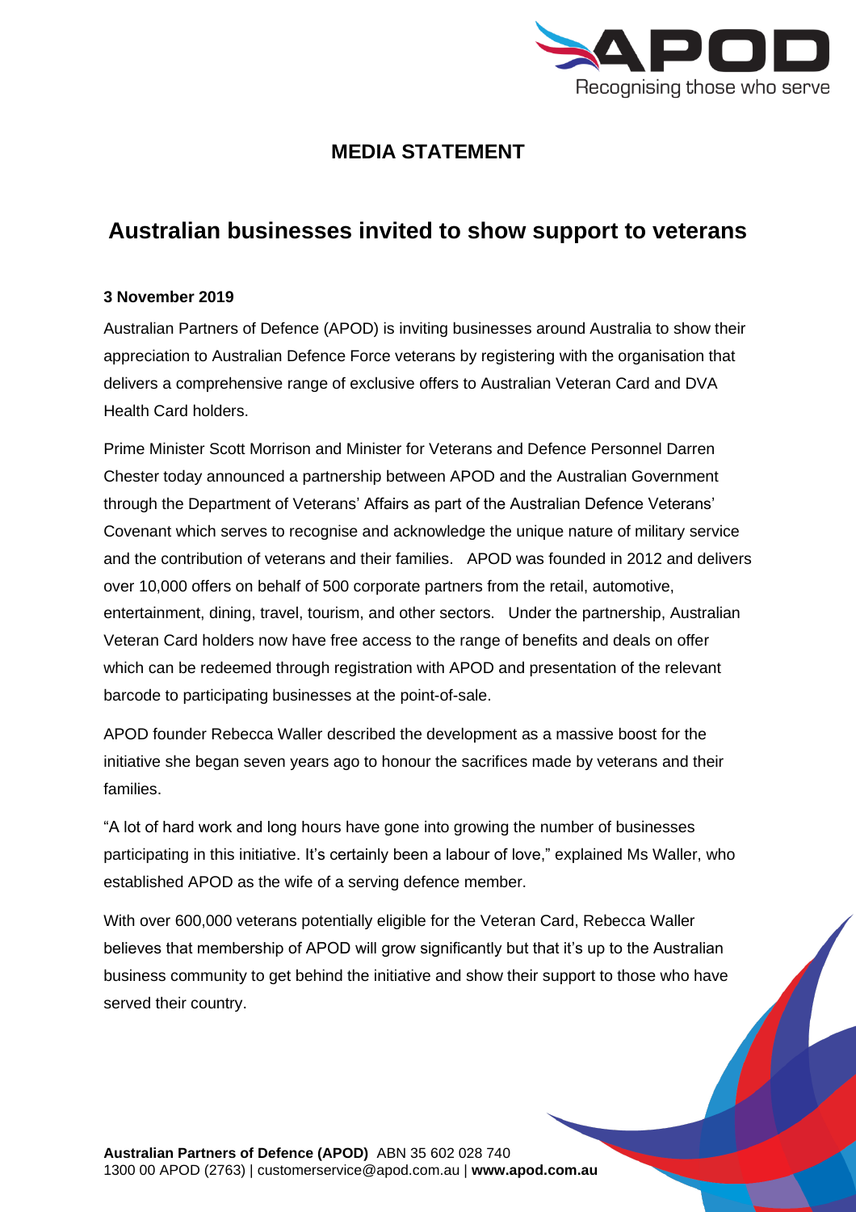APOD
Recognising those who serve

**MEDIA STATEMENT**

# Australian businesses invited to show support to veterans

**3 November 2019**

Australian Partners of Defence (APOD) is inviting businesses around Australia to show their appreciation to Australian Defence Force veterans by registering with the organisation that delivers a comprehensive range of exclusive offers to Australian Veteran Card and DVA Health Card holders.

Prime Minister Scott Morrison and Minister for Veterans and Defence Personnel Darren Chester today announced a partnership between APOD and the Australian Government through the Department of Veterans' Affairs as part of the Australian Defence Veterans' Covenant which serves to recognise and acknowledge the unique nature of military service and the contribution of veterans and their families. APOD was founded in 2012 and delivers over 10,000 offers on behalf of 500 corporate partners from the retail, automotive, entertainment, dining, travel, tourism, and other sectors. Under the partnership, Australian Veteran Card holders now have free access to the range of benefits and deals on offer which can be redeemed through registration with APOD and presentation of the relevant barcode to participating businesses at the point-of-sale.

APOD founder Rebecca Waller described the development as a massive boost for the initiative she began seven years ago to honour the sacrifices made by veterans and their families.

"A lot of hard work and long hours have gone into growing the number of businesses participating in this initiative. It's certainly been a labour of love," explained Ms Waller, who established APOD as the wife of a serving defence member.

With over 600,000 veterans potentially eligible for the Veteran Card, Rebecca Waller believes that membership of APOD will grow significantly but that it's up to the Australian business community to get behind the initiative and show their support to those who have served their country.

**Australian Partners of Defence (APOD)** ABN 35 602 028 740
1300 00 APOD (2763) | customerservice@apod.com.au | **www.apod.com.au**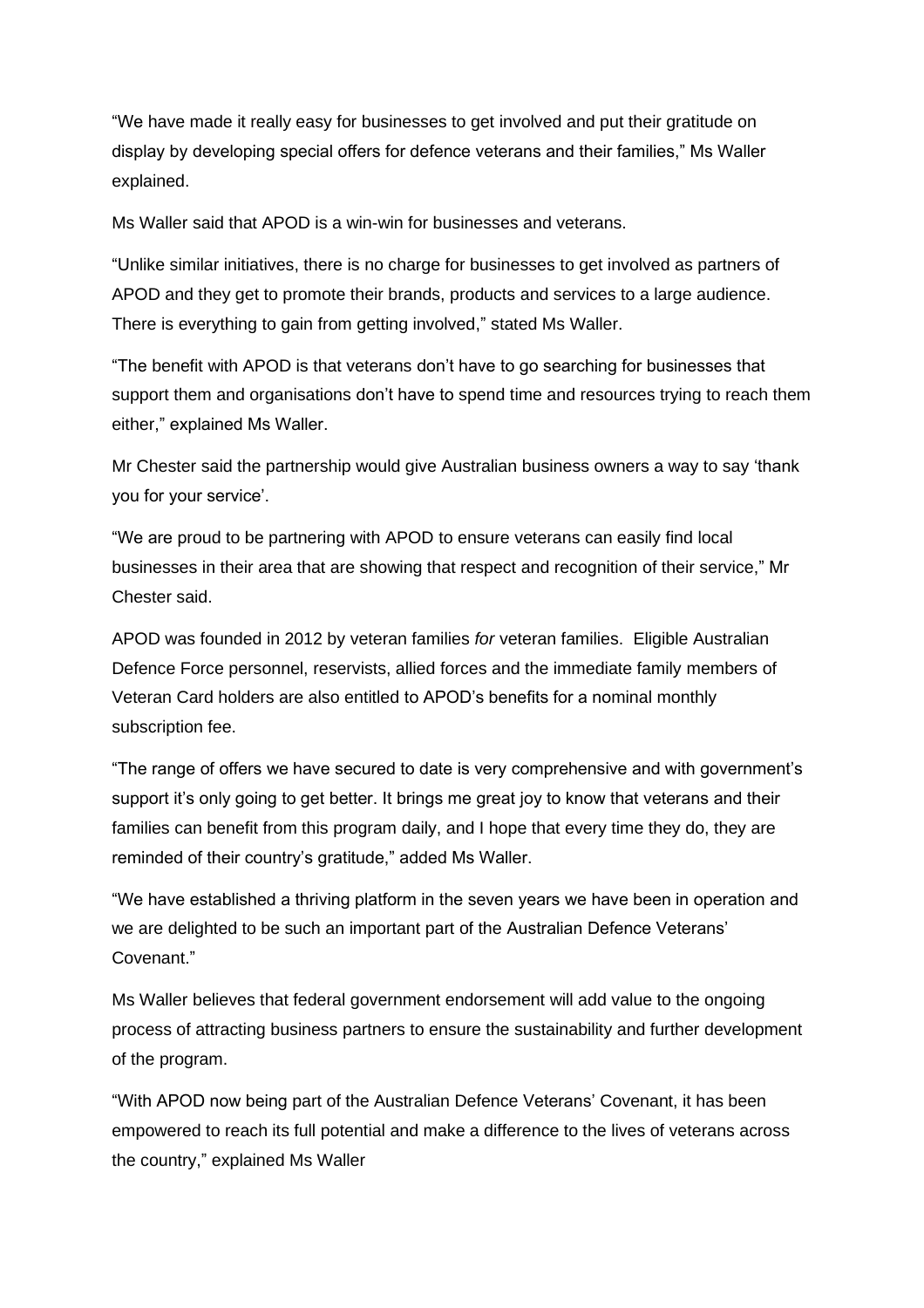"We have made it really easy for businesses to get involved and put their gratitude on display by developing special offers for defence veterans and their families," Ms Waller explained.

Ms Waller said that APOD is a win-win for businesses and veterans.

"Unlike similar initiatives, there is no charge for businesses to get involved as partners of APOD and they get to promote their brands, products and services to a large audience. There is everything to gain from getting involved," stated Ms Waller.

"The benefit with APOD is that veterans don't have to go searching for businesses that support them and organisations don't have to spend time and resources trying to reach them either," explained Ms Waller.

Mr Chester said the partnership would give Australian business owners a way to say 'thank you for your service'.

"We are proud to be partnering with APOD to ensure veterans can easily find local businesses in their area that are showing that respect and recognition of their service," Mr Chester said.

APOD was founded in 2012 by veteran families *for* veteran families. Eligible Australian Defence Force personnel, reservists, allied forces and the immediate family members of Veteran Card holders are also entitled to APOD's benefits for a nominal monthly subscription fee.

"The range of offers we have secured to date is very comprehensive and with government's support it's only going to get better. It brings me great joy to know that veterans and their families can benefit from this program daily, and I hope that every time they do, they are reminded of their country's gratitude," added Ms Waller.

"We have established a thriving platform in the seven years we have been in operation and we are delighted to be such an important part of the Australian Defence Veterans' Covenant."

Ms Waller believes that federal government endorsement will add value to the ongoing process of attracting business partners to ensure the sustainability and further development of the program.

"With APOD now being part of the Australian Defence Veterans' Covenant, it has been empowered to reach its full potential and make a difference to the lives of veterans across the country," explained Ms Waller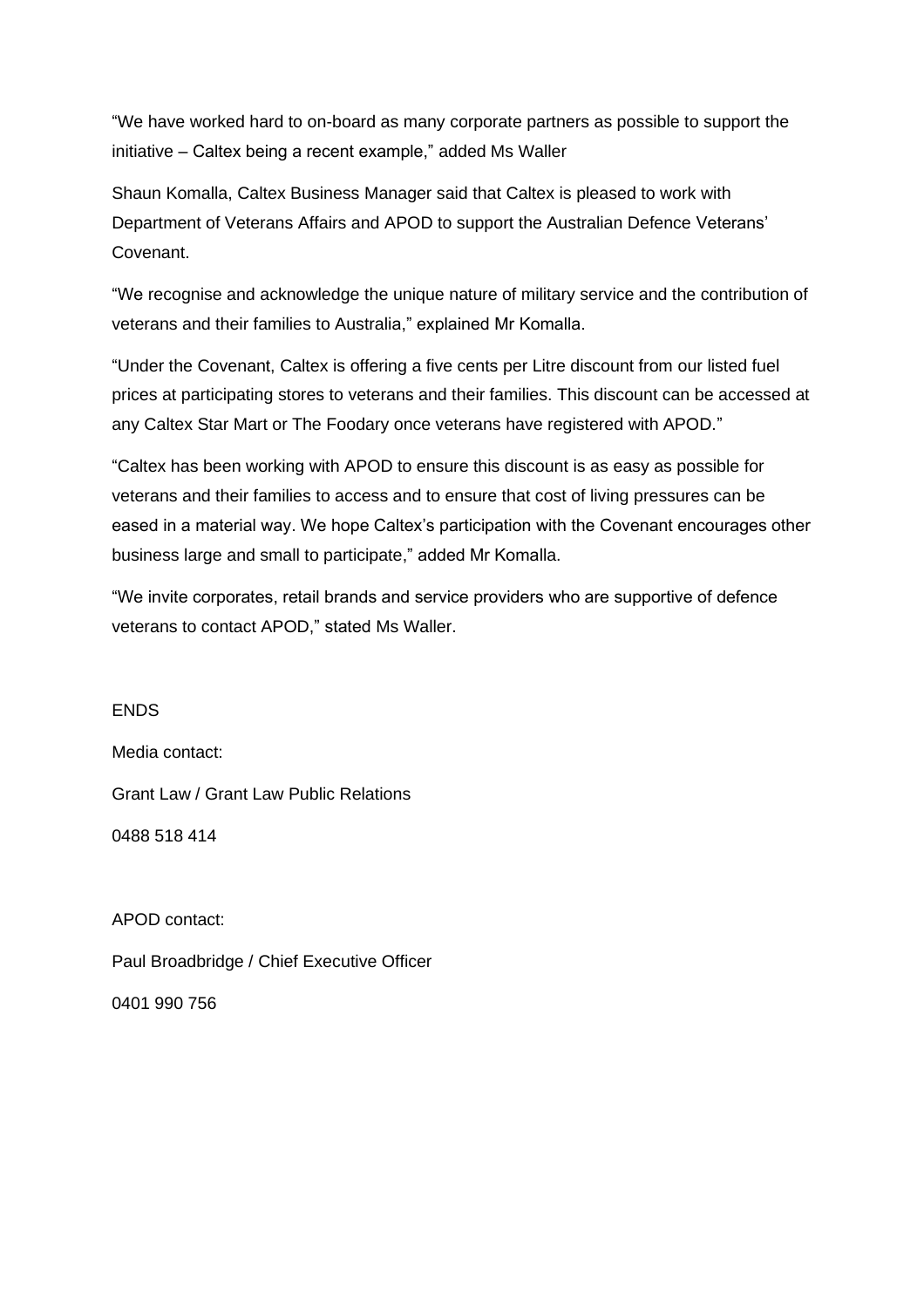"We have worked hard to on-board as many corporate partners as possible to support the initiative – Caltex being a recent example," added Ms Waller

Shaun Komalla, Caltex Business Manager said that Caltex is pleased to work with Department of Veterans Affairs and APOD to support the Australian Defence Veterans' Covenant.

"We recognise and acknowledge the unique nature of military service and the contribution of veterans and their families to Australia," explained Mr Komalla.

"Under the Covenant, Caltex is offering a five cents per Litre discount from our listed fuel prices at participating stores to veterans and their families. This discount can be accessed at any Caltex Star Mart or The Foodary once veterans have registered with APOD."

"Caltex has been working with APOD to ensure this discount is as easy as possible for veterans and their families to access and to ensure that cost of living pressures can be eased in a material way. We hope Caltex's participation with the Covenant encourages other business large and small to participate," added Mr Komalla.

"We invite corporates, retail brands and service providers who are supportive of defence veterans to contact APOD," stated Ms Waller.

ENDS

Media contact:

Grant Law / Grant Law Public Relations

0488 518 414

APOD contact:

Paul Broadbridge / Chief Executive Officer

0401 990 756